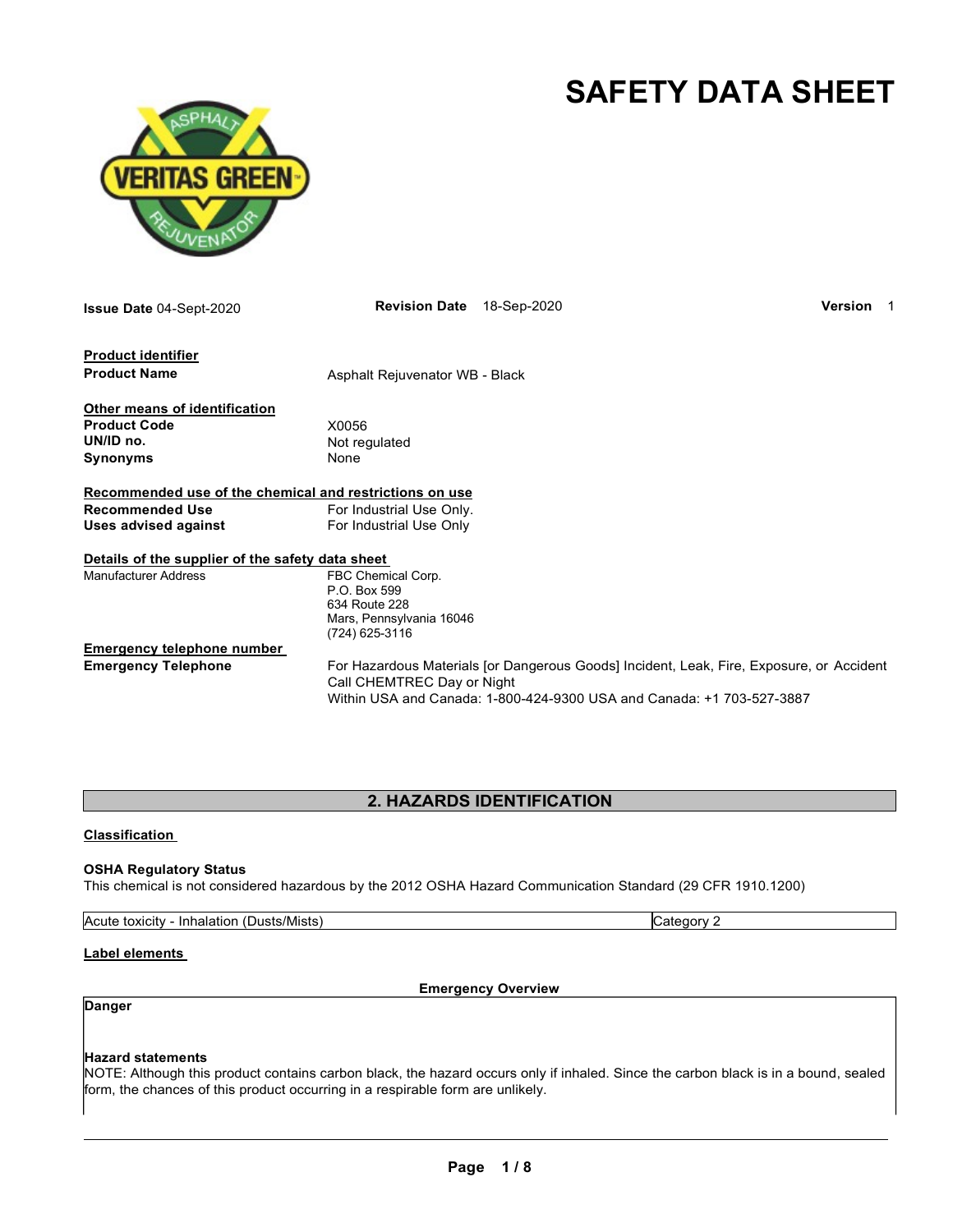# SAFETY DATA SHEET

**Issue Date** 04-Sept-2020 **Revision Date** 18-Sep-2020 **Version** 1

**Product identifier**

**Product Name** Asphalt Rejuvenator WB - Black

**Other means of identification**

**Product Code** X0056

**UN/ID no.** Not regulated

**Synonyms** None

**Recommended use of the chemical and restrictions on use**

**Recommended Use** For Industrial Use Only.

**Uses advised against** For Industrial Use Only

**Details of the supplier of the safety data sheet**

Manufacturer Address
FBC Chemical Corp.
P.O. Box 599
634 Route 228
Mars, Pennsylvania 16046
(724) 625-3116

**Emergency telephone number**

**Emergency Telephone** For Hazardous Materials [or Dangerous Goods] Incident, Leak, Fire, Exposure, or Accident Call CHEMTREC Day or Night
Within USA and Canada: 1-800-424-9300 USA and Canada: +1 703-527-3887

## 2. HAZARDS IDENTIFICATION

**Classification**

**OSHA Regulatory Status**

This chemical is not considered hazardous by the 2012 OSHA Hazard Communication Standard (29 CFR 1910.1200)

| Acute toxicity - Inhalation (Dusts/Mists) | Category 2 |
| --- | --- |

**Label elements**

**Emergency Overview**

**Danger**

**Hazard statements**

NOTE: Although this product contains carbon black, the hazard occurs only if inhaled. Since the carbon black is in a bound, sealed form, the chances of this product occurring in a respirable form are unlikely.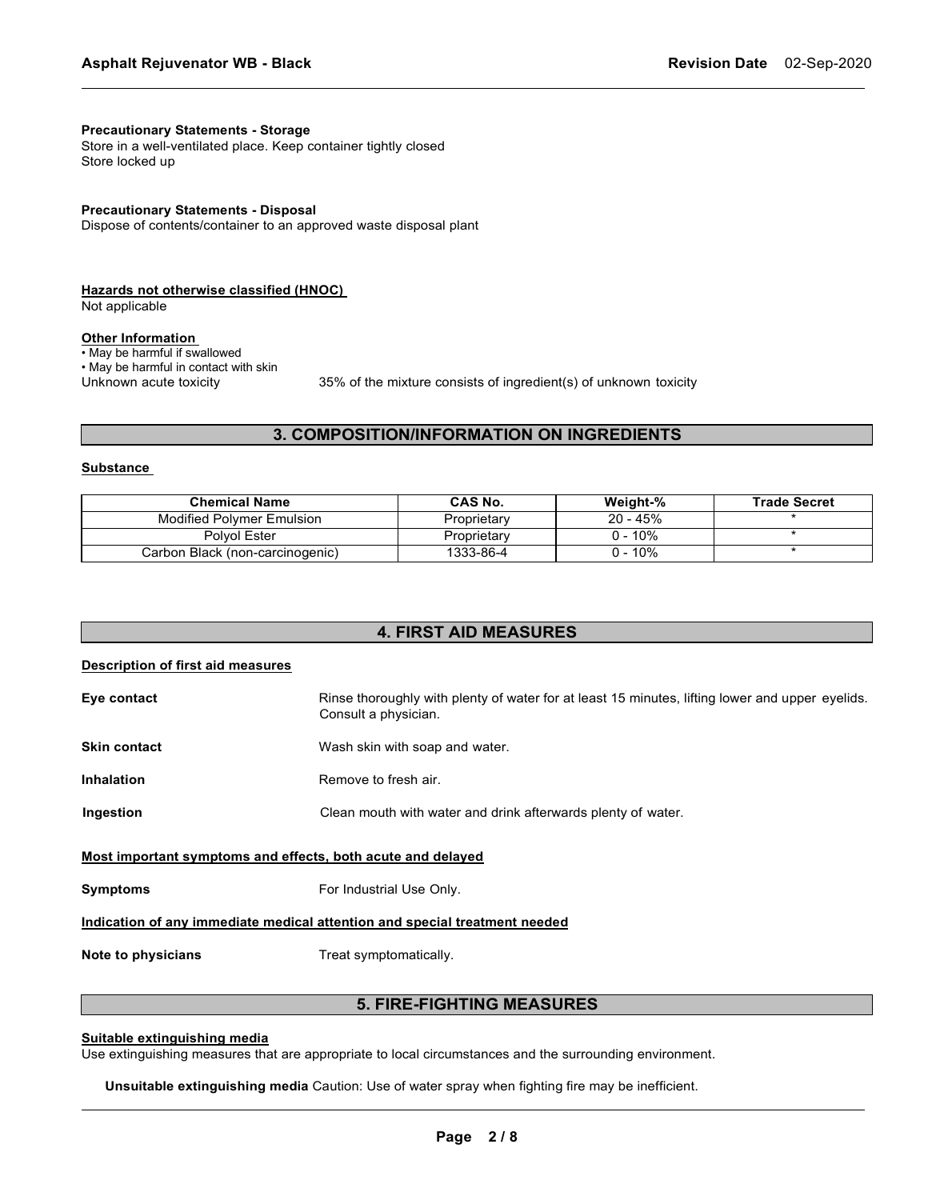**Precautionary Statements - Storage**
Store in a well-ventilated place. Keep container tightly closed
Store locked up

**Precautionary Statements - Disposal**
Dispose of contents/container to an approved waste disposal plant

**Hazards not otherwise classified (HNOC)**
Not applicable

**Other Information**
- May be harmful if swallowed
- May be harmful in contact with skin

Unknown acute toxicity    35% of the mixture consists of ingredient(s) of unknown toxicity

## 3. COMPOSITION/INFORMATION ON INGREDIENTS

**Substance**

| Chemical Name | CAS No. | Weight-% | Trade Secret |
|---|---|---|---|
| Modified Polymer Emulsion | Proprietary | 20 - 45% | * |
| Polyol Ester | Proprietary | 0 - 10% | * |
| Carbon Black (non-carcinogenic) | 1333-86-4 | 0 - 10% | * |

## 4. FIRST AID MEASURES

**Description of first aid measures**

**Eye contact** Rinse thoroughly with plenty of water for at least 15 minutes, lifting lower and upper eyelids. Consult a physician.

**Skin contact** Wash skin with soap and water.

**Inhalation** Remove to fresh air.

**Ingestion** Clean mouth with water and drink afterwards plenty of water.

**Most important symptoms and effects, both acute and delayed**

**Symptoms** For Industrial Use Only.

**Indication of any immediate medical attention and special treatment needed**

**Note to physicians** Treat symptomatically.

## 5. FIRE-FIGHTING MEASURES

**Suitable extinguishing media**
Use extinguishing measures that are appropriate to local circumstances and the surrounding environment.

**Unsuitable extinguishing media** Caution: Use of water spray when fighting fire may be inefficient.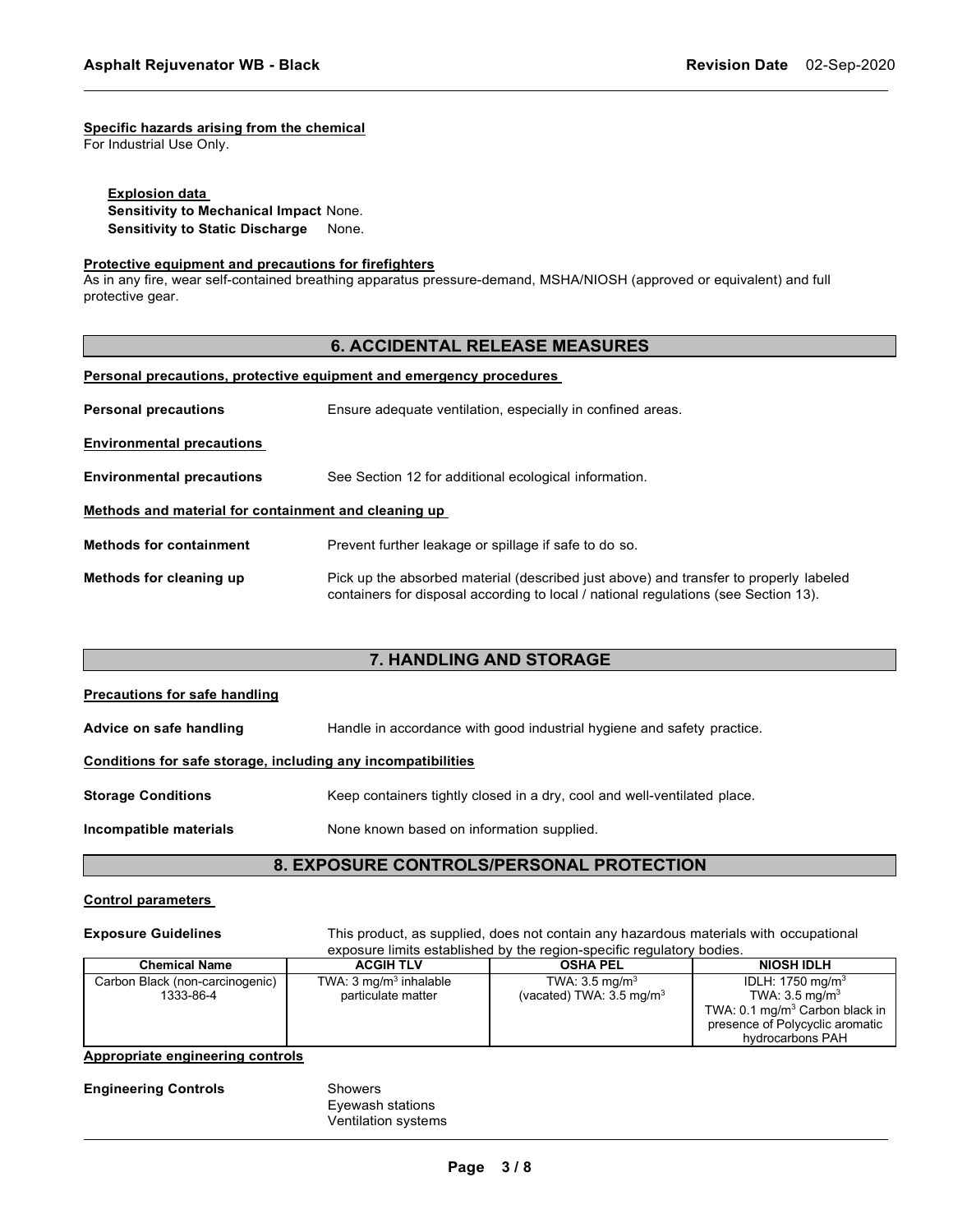**Specific hazards arising from the chemical**

For Industrial Use Only.

**Explosion data**

**Sensitivity to Mechanical Impact** None.

**Sensitivity to Static Discharge** None.

**Protective equipment and precautions for firefighters**

As in any fire, wear self-contained breathing apparatus pressure-demand, MSHA/NIOSH (approved or equivalent) and full protective gear.

## 6. ACCIDENTAL RELEASE MEASURES

**Personal precautions, protective equipment and emergency procedures**

**Personal precautions** Ensure adequate ventilation, especially in confined areas.

**Environmental precautions**

**Environmental precautions** See Section 12 for additional ecological information.

**Methods and material for containment and cleaning up**

**Methods for containment** Prevent further leakage or spillage if safe to do so.

**Methods for cleaning up** Pick up the absorbed material (described just above) and transfer to properly labeled containers for disposal according to local / national regulations (see Section 13).

## 7. HANDLING AND STORAGE

**Precautions for safe handling**

**Advice on safe handling** Handle in accordance with good industrial hygiene and safety practice.

**Conditions for safe storage, including any incompatibilities**

**Storage Conditions** Keep containers tightly closed in a dry, cool and well-ventilated place.

**Incompatible materials** None known based on information supplied.

## 8. EXPOSURE CONTROLS/PERSONAL PROTECTION

**Control parameters**

**Exposure Guidelines** This product, as supplied, does not contain any hazardous materials with occupational exposure limits established by the region-specific regulatory bodies.

| Chemical Name | ACGIH TLV | OSHA PEL | NIOSH IDLH |
|---|---|---|---|
| Carbon Black (non-carcinogenic) 1333-86-4 | TWA: 3 mg/m$^3$ inhalable particulate matter | TWA: 3.5 mg/m$^3$ (vacated) TWA: 3.5 mg/m$^3$ | IDLH: 1750 mg/m$^3$ TWA: 3.5 mg/m$^3$ TWA: 0.1 mg/m$^3$ Carbon black in presence of Polycyclic aromatic hydrocarbons PAH |

**Appropriate engineering controls**

**Engineering Controls** Showers
Eyewash stations
Ventilation systems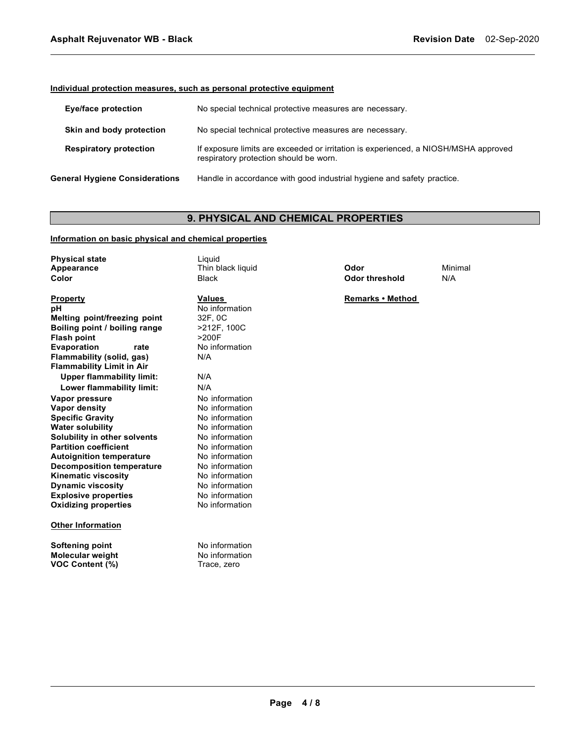**Individual protection measures, such as personal protective equipment**

| | |
|---|---|
| **Eye/face protection** | No special technical protective measures are necessary. |
| **Skin and body protection** | No special technical protective measures are necessary. |
| **Respiratory protection** | If exposure limits are exceeded or irritation is experienced, a NIOSH/MSHA approved respiratory protection should be worn. |
| **General Hygiene Considerations** | Handle in accordance with good industrial hygiene and safety practice. |

## 9. PHYSICAL AND CHEMICAL PROPERTIES

**Information on basic physical and chemical properties**

| | | | |
|---|---|---|---|
| **Physical state** | Liquid | | |
| **Appearance** | Thin black liquid | **Odor** | Minimal |
| **Color** | Black | **Odor threshold** | N/A |

| **Property** | **Values** | **Remarks • Method** |
|---|---|---|
| **pH** | No information | |
| **Melting point/freezing point** | 32F, 0C | |
| **Boiling point / boiling range** | >212F, 100C | |
| **Flash point** | >200F | |
| **Evaporation rate** | No information | |
| **Flammability (solid, gas)** | N/A | |
| **Flammability Limit in Air** | | |
| **Upper flammability limit:** | N/A | |
| **Lower flammability limit:** | N/A | |
| **Vapor pressure** | No information | |
| **Vapor density** | No information | |
| **Specific Gravity** | No information | |
| **Water solubility** | No information | |
| **Solubility in other solvents** | No information | |
| **Partition coefficient** | No information | |
| **Autoignition temperature** | No information | |
| **Decomposition temperature** | No information | |
| **Kinematic viscosity** | No information | |
| **Dynamic viscosity** | No information | |
| **Explosive properties** | No information | |
| **Oxidizing properties** | No information | |

**Other Information**

| | |
|---|---|
| **Softening point** | No information |
| **Molecular weight** | No information |
| **VOC Content (%)** | Trace, zero |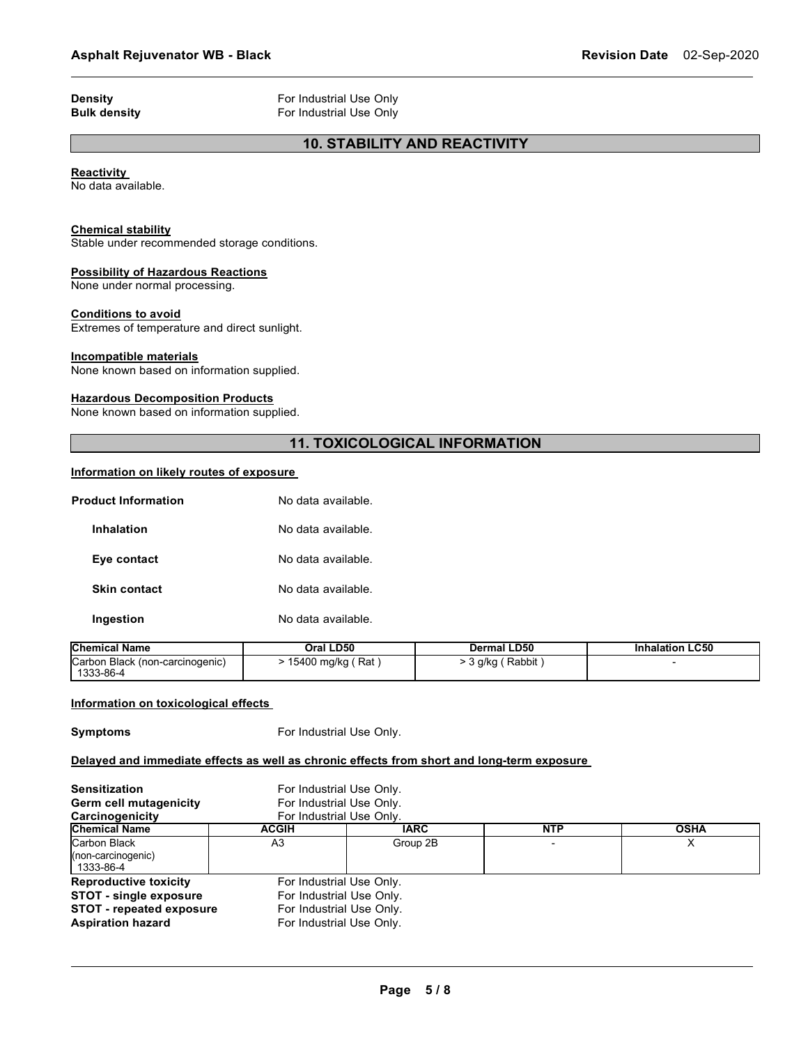**Density** For Industrial Use Only
**Bulk density** For Industrial Use Only

## 10. STABILITY AND REACTIVITY

**Reactivity**
No data available.

**Chemical stability**
Stable under recommended storage conditions.

**Possibility of Hazardous Reactions**
None under normal processing.

**Conditions to avoid**
Extremes of temperature and direct sunlight.

**Incompatible materials**
None known based on information supplied.

**Hazardous Decomposition Products**
None known based on information supplied.

## 11. TOXICOLOGICAL INFORMATION

**Information on likely routes of exposure**

**Product Information** No data available.

**Inhalation** No data available.

**Eye contact** No data available.

**Skin contact** No data available.

**Ingestion** No data available.

| Chemical Name | Oral LD50 | Dermal LD50 | Inhalation LC50 |
|---|---|---|---|
| Carbon Black (non-carcinogenic) 1333-86-4 | > 15400 mg/kg ( Rat ) | > 3 g/kg ( Rabbit ) | - |

**Information on toxicological effects**

**Symptoms** For Industrial Use Only.

**Delayed and immediate effects as well as chronic effects from short and long-term exposure**

**Sensitization** For Industrial Use Only.
**Germ cell mutagenicity** For Industrial Use Only.
**Carcinogenicity** For Industrial Use Only.

| Chemical Name | ACGIH | IARC | NTP | OSHA |
|---|---|---|---|---|
| Carbon Black (non-carcinogenic) 1333-86-4 | A3 | Group 2B | - | X |

**Reproductive toxicity** For Industrial Use Only.
**STOT - single exposure** For Industrial Use Only.
**STOT - repeated exposure** For Industrial Use Only.
**Aspiration hazard** For Industrial Use Only.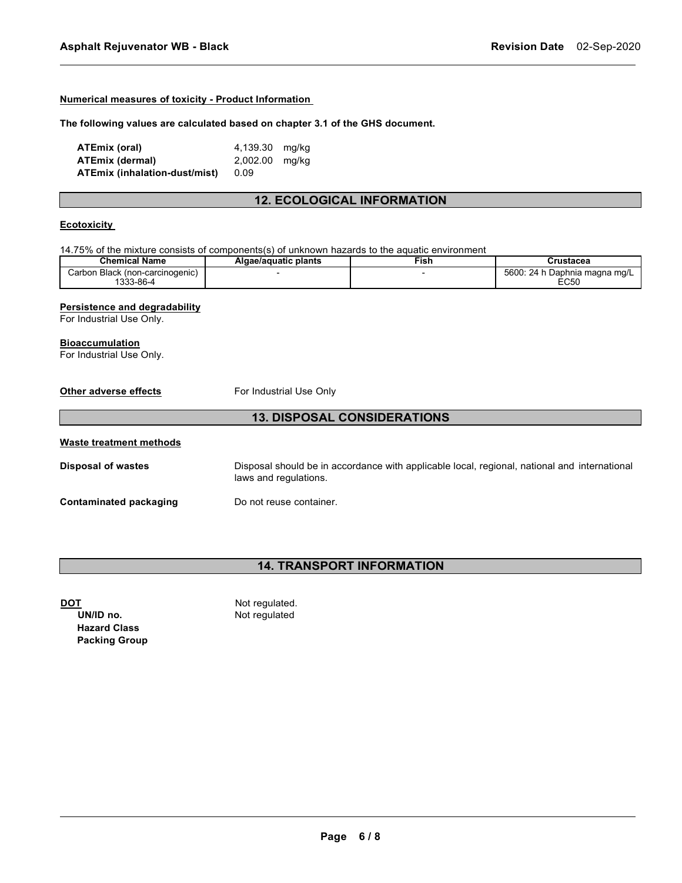#### Numerical measures of toxicity - Product Information

**The following values are calculated based on chapter 3.1 of the GHS document.**

| | | |
|---|---|---|
| **ATEmix (oral)** | 4,139.30 | mg/kg |
| **ATEmix (dermal)** | 2,002.00 | mg/kg |
| **ATEmix (inhalation-dust/mist)** | 0.09 | |

## 12. ECOLOGICAL INFORMATION

#### Ecotoxicity

14.75% of the mixture consists of components(s) of unknown hazards to the aquatic environment

| Chemical Name | Algae/aquatic plants | Fish | Crustacea |
|---|---|---|---|
| Carbon Black (non-carcinogenic) 1333-86-4 | - | - | 5600: 24 h Daphnia magna mg/L EC50 |

#### Persistence and degradability

For Industrial Use Only.

#### Bioaccumulation

For Industrial Use Only.

**Other adverse effects** For Industrial Use Only

## 13. DISPOSAL CONSIDERATIONS

#### Waste treatment methods

**Disposal of wastes** Disposal should be in accordance with applicable local, regional, national and international laws and regulations.

**Contaminated packaging** Do not reuse container.

## 14. TRANSPORT INFORMATION

**DOT** Not regulated.

**UN/ID no.** Not regulated

**Hazard Class**

**Packing Group**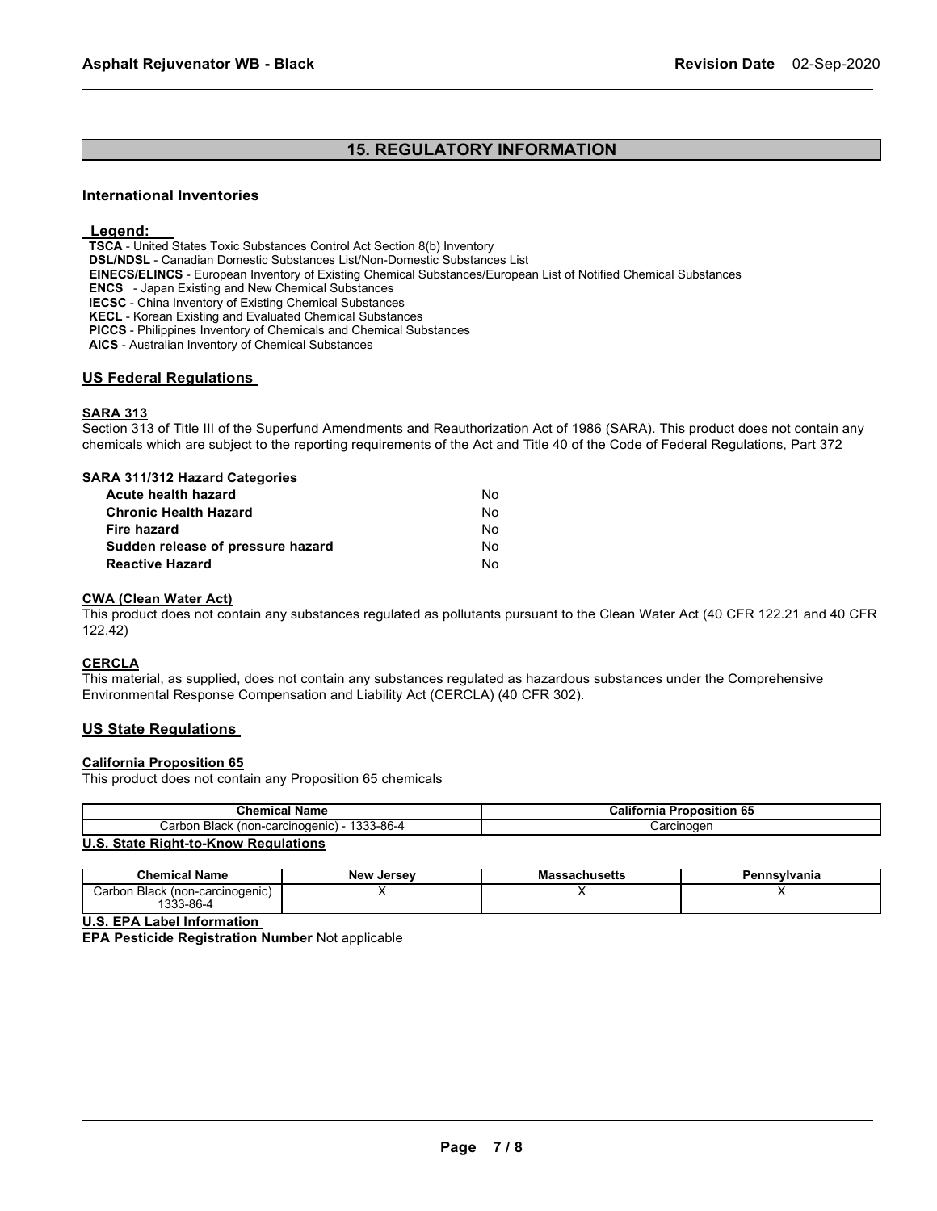## 15. REGULATORY INFORMATION

### International Inventories

**Legend:**

**TSCA** - United States Toxic Substances Control Act Section 8(b) Inventory
**DSL/NDSL** - Canadian Domestic Substances List/Non-Domestic Substances List
**EINECS/ELINCS** - European Inventory of Existing Chemical Substances/European List of Notified Chemical Substances
**ENCS** - Japan Existing and New Chemical Substances
**IECSC** - China Inventory of Existing Chemical Substances
**KECL** - Korean Existing and Evaluated Chemical Substances
**PICCS** - Philippines Inventory of Chemicals and Chemical Substances
**AICS** - Australian Inventory of Chemical Substances

### US Federal Regulations

**SARA 313**

Section 313 of Title III of the Superfund Amendments and Reauthorization Act of 1986 (SARA). This product does not contain any chemicals which are subject to the reporting requirements of the Act and Title 40 of the Code of Federal Regulations, Part 372

**SARA 311/312 Hazard Categories**

| | |
|---|---|
| **Acute health hazard** | No |
| **Chronic Health Hazard** | No |
| **Fire hazard** | No |
| **Sudden release of pressure hazard** | No |
| **Reactive Hazard** | No |

**CWA (Clean Water Act)**

This product does not contain any substances regulated as pollutants pursuant to the Clean Water Act (40 CFR 122.21 and 40 CFR 122.42)

**CERCLA**

This material, as supplied, does not contain any substances regulated as hazardous substances under the Comprehensive Environmental Response Compensation and Liability Act (CERCLA) (40 CFR 302).

### US State Regulations

**California Proposition 65**

This product does not contain any Proposition 65 chemicals

| Chemical Name | California Proposition 65 |
|---|---|
| Carbon Black (non-carcinogenic) - 1333-86-4 | Carcinogen |

**U.S. State Right-to-Know Regulations**

| Chemical Name | New Jersey | Massachusetts | Pennsylvania |
|---|---|---|---|
| Carbon Black (non-carcinogenic) 1333-86-4 | X | X | X |

**U.S. EPA Label Information**

**EPA Pesticide Registration Number** Not applicable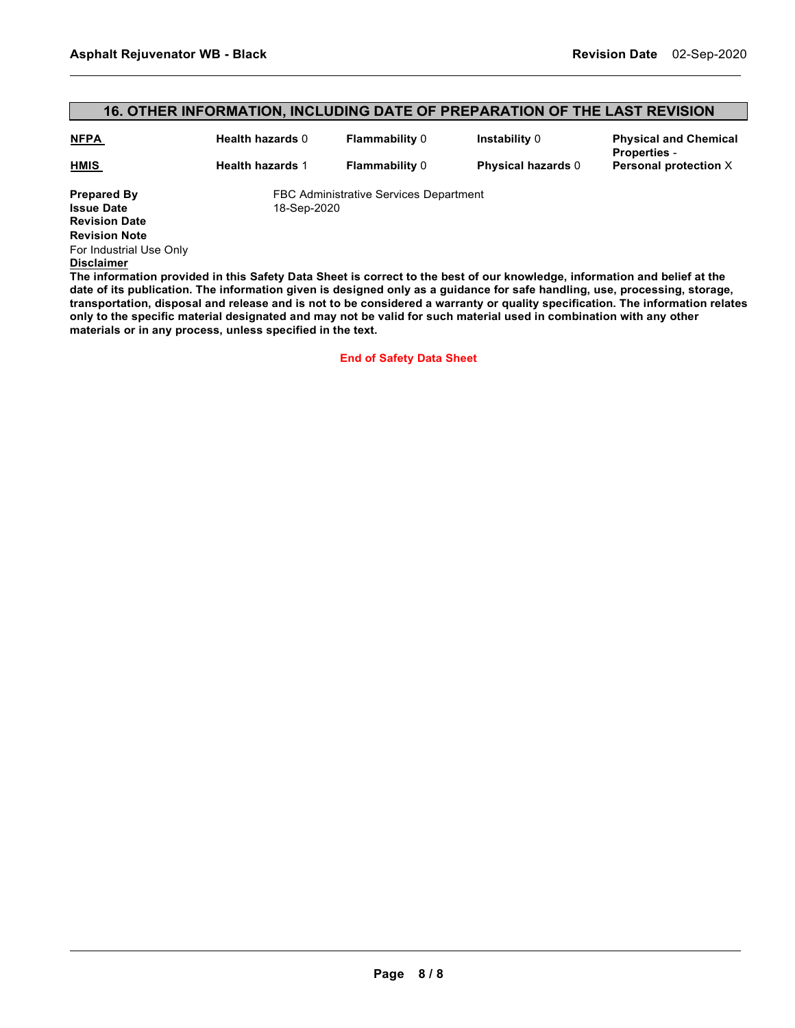## 16. OTHER INFORMATION, INCLUDING DATE OF PREPARATION OF THE LAST REVISION

| | | | | |
|---|---|---|---|---|
| **NFPA** | **Health hazards** 0 | **Flammability** 0 | **Instability** 0 | **Physical and Chemical Properties** - |
| **HMIS** | **Health hazards** 1 | **Flammability** 0 | **Physical hazards** 0 | **Personal protection** X |

**Prepared By** FBC Administrative Services Department
**Issue Date** 18-Sep-2020
**Revision Date**
**Revision Note**
For Industrial Use Only

**Disclaimer**

**The information provided in this Safety Data Sheet is correct to the best of our knowledge, information and belief at the date of its publication. The information given is designed only as a guidance for safe handling, use, processing, storage, transportation, disposal and release and is not to be considered a warranty or quality specification. The information relates only to the specific material designated and may not be valid for such material used in combination with any other materials or in any process, unless specified in the text.**

**End of Safety Data Sheet**